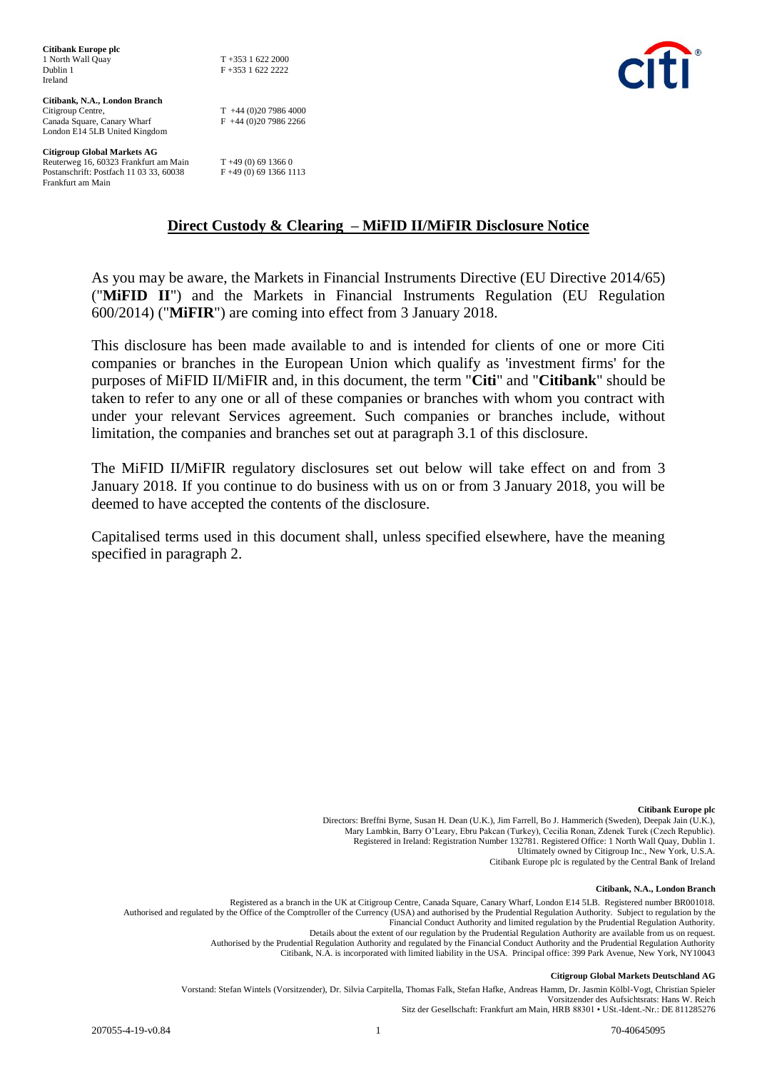**Citibank Europe plc**
1 North Wall Quay
Dublin 1
Ireland

T +353 1 622 2000
F +353 1 622 2222

**Citibank, N.A., London Branch**
Citigroup Centre,
Canada Square, Canary Wharf
London E14 5LB United Kingdom

T +44 (0)20 7986 4000
F +44 (0)20 7986 2266

**Citigroup Global Markets AG**
Reuterweg 16, 60323 Frankfurt am Main
Postanschrift: Postfach 11 03 33, 60038
Frankfurt am Main

T +49 (0) 69 1366 0
F +49 (0) 69 1366 1113

# Direct Custody & Clearing – MiFID II/MiFIR Disclosure Notice

As you may be aware, the Markets in Financial Instruments Directive (EU Directive 2014/65) ("**MiFID II**") and the Markets in Financial Instruments Regulation (EU Regulation 600/2014) ("**MiFIR**") are coming into effect from 3 January 2018.

This disclosure has been made available to and is intended for clients of one or more Citi companies or branches in the European Union which qualify as 'investment firms' for the purposes of MiFID II/MiFIR and, in this document, the term "**Citi**" and "**Citibank**" should be taken to refer to any one or all of these companies or branches with whom you contract with under your relevant Services agreement. Such companies or branches include, without limitation, the companies and branches set out at paragraph 3.1 of this disclosure.

The MiFID II/MiFIR regulatory disclosures set out below will take effect on and from 3 January 2018. If you continue to do business with us on or from 3 January 2018, you will be deemed to have accepted the contents of the disclosure.

Capitalised terms used in this document shall, unless specified elsewhere, have the meaning specified in paragraph 2.

**Citibank Europe plc**
Directors: Breffni Byrne, Susan H. Dean (U.K.), Jim Farrell, Bo J. Hammerich (Sweden), Deepak Jain (U.K.), Mary Lambkin, Barry O'Leary, Ebru Pakcan (Turkey), Cecilia Ronan, Zdenek Turek (Czech Republic).
Registered in Ireland: Registration Number 132781. Registered Office: 1 North Wall Quay, Dublin 1.
Ultimately owned by Citigroup Inc., New York, U.S.A.
Citibank Europe plc is regulated by the Central Bank of Ireland

**Citibank, N.A., London Branch**
Registered as a branch in the UK at Citigroup Centre, Canada Square, Canary Wharf, London E14 5LB. Registered number BR001018.
Authorised and regulated by the Office of the Comptroller of the Currency (USA) and authorised by the Prudential Regulation Authority. Subject to regulation by the Financial Conduct Authority and limited regulation by the Prudential Regulation Authority.
Details about the extent of our regulation by the Prudential Regulation Authority are available from us on request.
Authorised by the Prudential Regulation Authority and regulated by the Financial Conduct Authority and the Prudential Regulation Authority
Citibank, N.A. is incorporated with limited liability in the USA. Principal office: 399 Park Avenue, New York, NY10043

**Citigroup Global Markets Deutschland AG**
Vorstand: Stefan Wintels (Vorsitzender), Dr. Silvia Carpitella, Thomas Falk, Stefan Hafke, Andreas Hamm, Dr. Jasmin Kölbl-Vogt, Christian Spieler
Vorsitzender des Aufsichtsrats: Hans W. Reich
Sitz der Gesellschaft: Frankfurt am Main, HRB 88301 • USt.-Ident.-Nr.: DE 811285276

207055-4-19-v0.84 70-40645095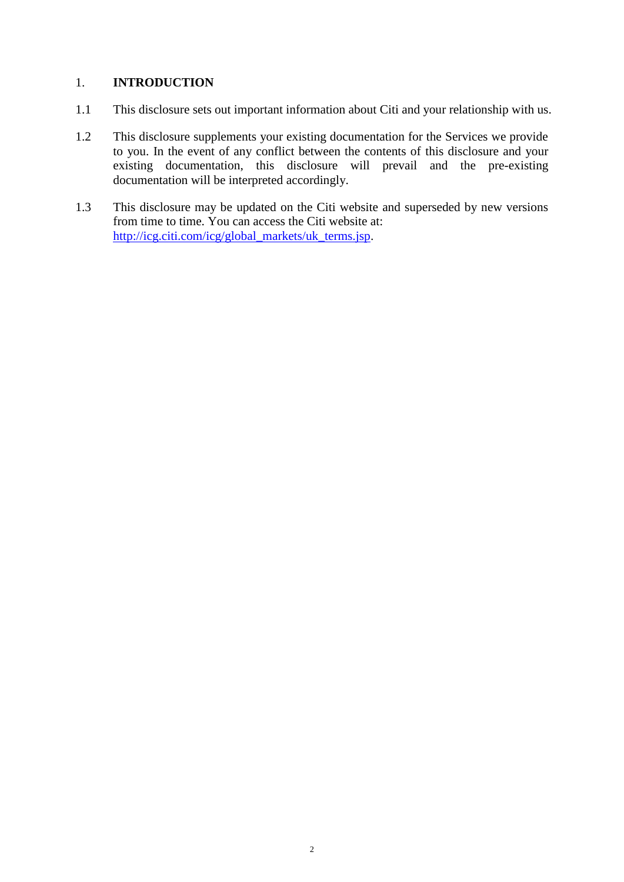## 1. INTRODUCTION

1.1 This disclosure sets out important information about Citi and your relationship with us.

1.2 This disclosure supplements your existing documentation for the Services we provide to you. In the event of any conflict between the contents of this disclosure and your existing documentation, this disclosure will prevail and the pre-existing documentation will be interpreted accordingly.

1.3 This disclosure may be updated on the Citi website and superseded by new versions from time to time. You can access the Citi website at: [http://icg.citi.com/icg/global_markets/uk_terms.jsp](http://icg.citi.com/icg/global_markets/uk_terms.jsp).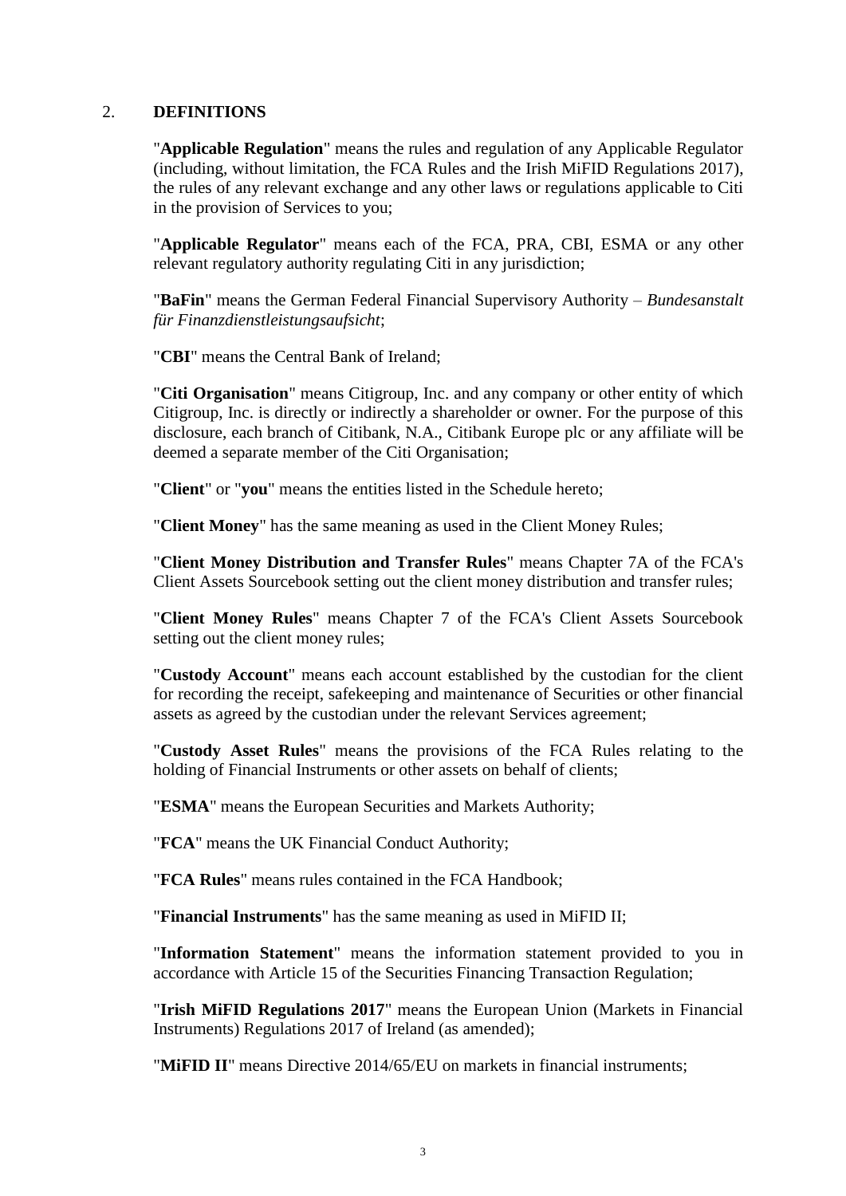## 2. DEFINITIONS

"**Applicable Regulation**" means the rules and regulation of any Applicable Regulator (including, without limitation, the FCA Rules and the Irish MiFID Regulations 2017), the rules of any relevant exchange and any other laws or regulations applicable to Citi in the provision of Services to you;

"**Applicable Regulator**" means each of the FCA, PRA, CBI, ESMA or any other relevant regulatory authority regulating Citi in any jurisdiction;

"**BaFin**" means the German Federal Financial Supervisory Authority – *Bundesanstalt für Finanzdienstleistungsaufsicht*;

"**CBI**" means the Central Bank of Ireland;

"**Citi Organisation**" means Citigroup, Inc. and any company or other entity of which Citigroup, Inc. is directly or indirectly a shareholder or owner. For the purpose of this disclosure, each branch of Citibank, N.A., Citibank Europe plc or any affiliate will be deemed a separate member of the Citi Organisation;

"**Client**" or "**you**" means the entities listed in the Schedule hereto;

"**Client Money**" has the same meaning as used in the Client Money Rules;

"**Client Money Distribution and Transfer Rules**" means Chapter 7A of the FCA's Client Assets Sourcebook setting out the client money distribution and transfer rules;

"**Client Money Rules**" means Chapter 7 of the FCA's Client Assets Sourcebook setting out the client money rules;

"**Custody Account**" means each account established by the custodian for the client for recording the receipt, safekeeping and maintenance of Securities or other financial assets as agreed by the custodian under the relevant Services agreement;

"**Custody Asset Rules**" means the provisions of the FCA Rules relating to the holding of Financial Instruments or other assets on behalf of clients;

"**ESMA**" means the European Securities and Markets Authority;

"**FCA**" means the UK Financial Conduct Authority;

"**FCA Rules**" means rules contained in the FCA Handbook;

"**Financial Instruments**" has the same meaning as used in MiFID II;

"**Information Statement**" means the information statement provided to you in accordance with Article 15 of the Securities Financing Transaction Regulation;

"**Irish MiFID Regulations 2017**" means the European Union (Markets in Financial Instruments) Regulations 2017 of Ireland (as amended);

"**MiFID II**" means Directive 2014/65/EU on markets in financial instruments;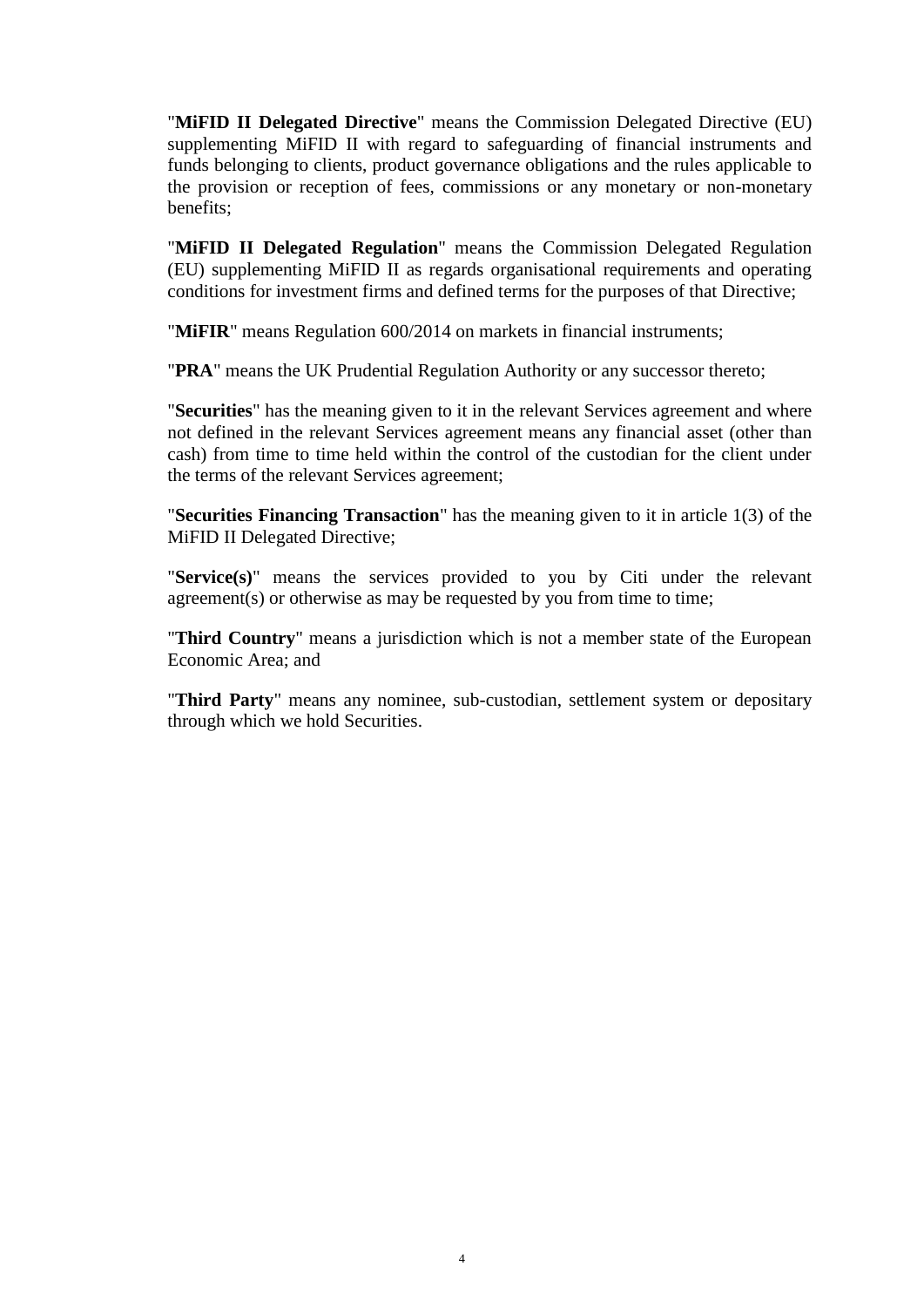"**MiFID II Delegated Directive**" means the Commission Delegated Directive (EU) supplementing MiFID II with regard to safeguarding of financial instruments and funds belonging to clients, product governance obligations and the rules applicable to the provision or reception of fees, commissions or any monetary or non-monetary benefits;

"**MiFID II Delegated Regulation**" means the Commission Delegated Regulation (EU) supplementing MiFID II as regards organisational requirements and operating conditions for investment firms and defined terms for the purposes of that Directive;

"**MiFIR**" means Regulation 600/2014 on markets in financial instruments;

"**PRA**" means the UK Prudential Regulation Authority or any successor thereto;

"**Securities**" has the meaning given to it in the relevant Services agreement and where not defined in the relevant Services agreement means any financial asset (other than cash) from time to time held within the control of the custodian for the client under the terms of the relevant Services agreement;

"**Securities Financing Transaction**" has the meaning given to it in article 1(3) of the MiFID II Delegated Directive;

"**Service(s)**" means the services provided to you by Citi under the relevant agreement(s) or otherwise as may be requested by you from time to time;

"**Third Country**" means a jurisdiction which is not a member state of the European Economic Area; and

"**Third Party**" means any nominee, sub-custodian, settlement system or depositary through which we hold Securities.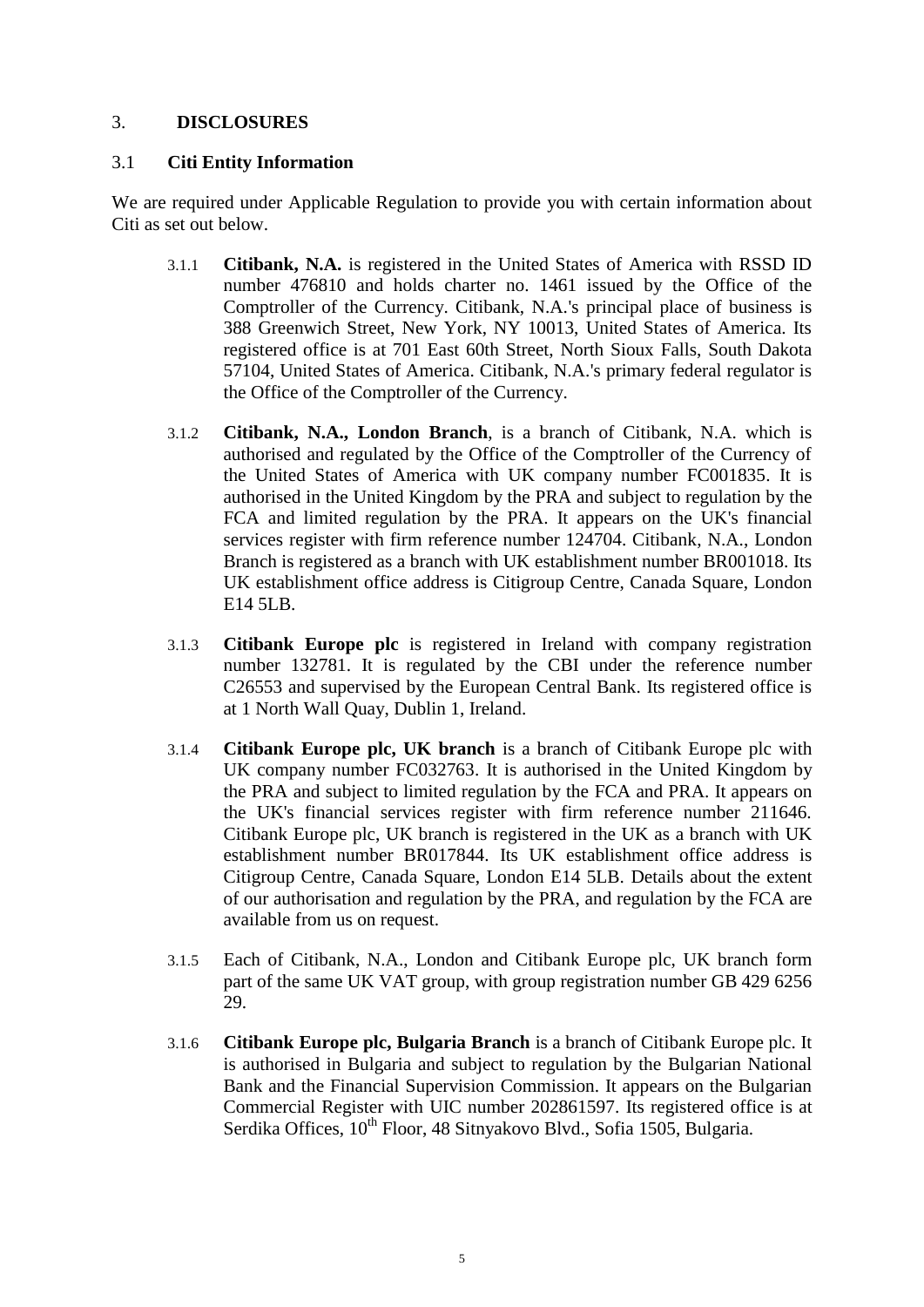## 3. DISCLOSURES

### 3.1 Citi Entity Information

We are required under Applicable Regulation to provide you with certain information about Citi as set out below.

3.1.1 **Citibank, N.A.** is registered in the United States of America with RSSD ID number 476810 and holds charter no. 1461 issued by the Office of the Comptroller of the Currency. Citibank, N.A.'s principal place of business is 388 Greenwich Street, New York, NY 10013, United States of America. Its registered office is at 701 East 60th Street, North Sioux Falls, South Dakota 57104, United States of America. Citibank, N.A.'s primary federal regulator is the Office of the Comptroller of the Currency.

3.1.2 **Citibank, N.A., London Branch**, is a branch of Citibank, N.A. which is authorised and regulated by the Office of the Comptroller of the Currency of the United States of America with UK company number FC001835. It is authorised in the United Kingdom by the PRA and subject to regulation by the FCA and limited regulation by the PRA. It appears on the UK's financial services register with firm reference number 124704. Citibank, N.A., London Branch is registered as a branch with UK establishment number BR001018. Its UK establishment office address is Citigroup Centre, Canada Square, London E14 5LB.

3.1.3 **Citibank Europe plc** is registered in Ireland with company registration number 132781. It is regulated by the CBI under the reference number C26553 and supervised by the European Central Bank. Its registered office is at 1 North Wall Quay, Dublin 1, Ireland.

3.1.4 **Citibank Europe plc, UK branch** is a branch of Citibank Europe plc with UK company number FC032763. It is authorised in the United Kingdom by the PRA and subject to limited regulation by the FCA and PRA. It appears on the UK's financial services register with firm reference number 211646. Citibank Europe plc, UK branch is registered in the UK as a branch with UK establishment number BR017844. Its UK establishment office address is Citigroup Centre, Canada Square, London E14 5LB. Details about the extent of our authorisation and regulation by the PRA, and regulation by the FCA are available from us on request.

3.1.5 Each of Citibank, N.A., London and Citibank Europe plc, UK branch form part of the same UK VAT group, with group registration number GB 429 6256 29.

3.1.6 **Citibank Europe plc, Bulgaria Branch** is a branch of Citibank Europe plc. It is authorised in Bulgaria and subject to regulation by the Bulgarian National Bank and the Financial Supervision Commission. It appears on the Bulgarian Commercial Register with UIC number 202861597. Its registered office is at Serdika Offices, 10th Floor, 48 Sitnyakovo Blvd., Sofia 1505, Bulgaria.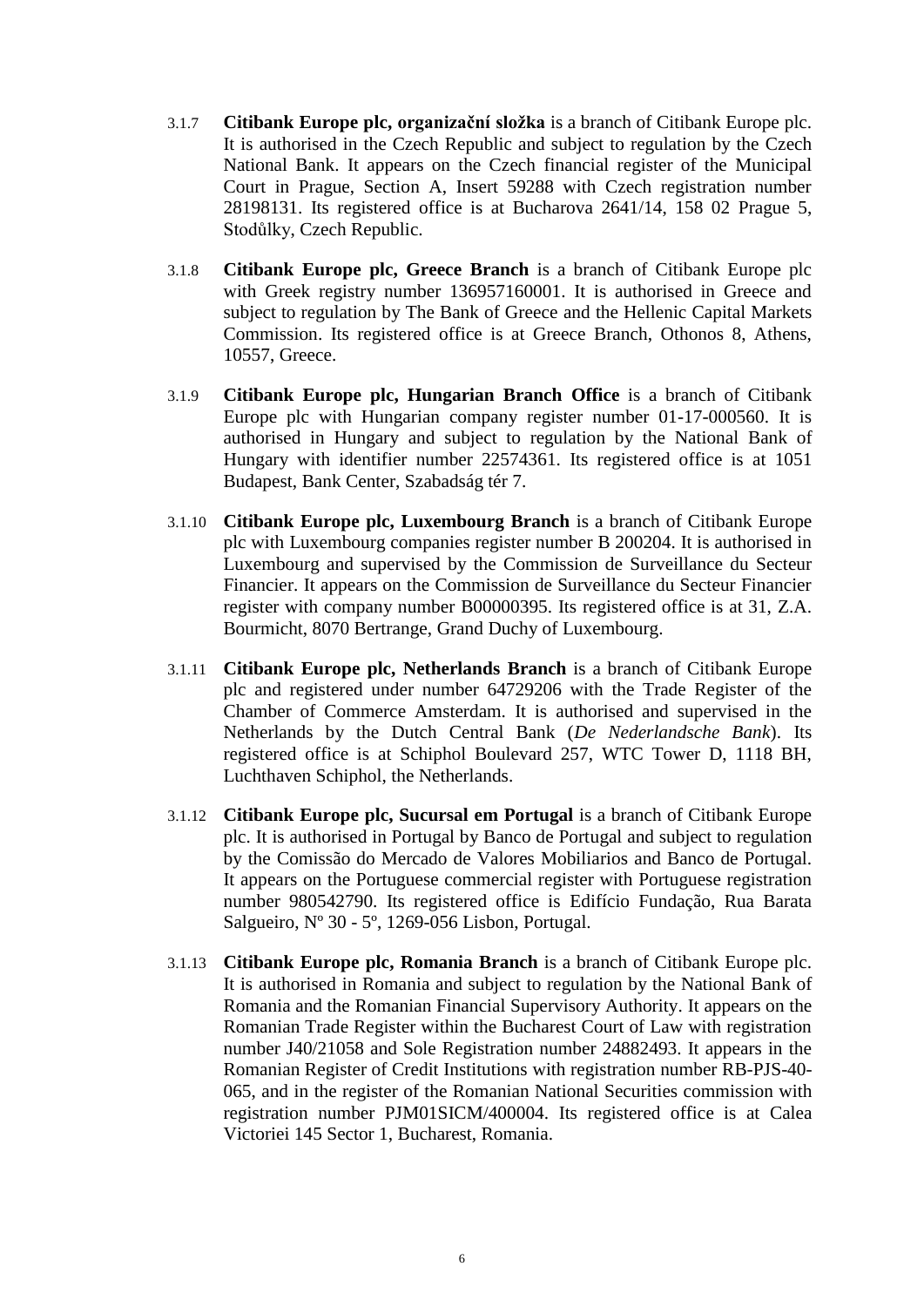3.1.7 **Citibank Europe plc, organizační složka** is a branch of Citibank Europe plc. It is authorised in the Czech Republic and subject to regulation by the Czech National Bank. It appears on the Czech financial register of the Municipal Court in Prague, Section A, Insert 59288 with Czech registration number 28198131. Its registered office is at Bucharova 2641/14, 158 02 Prague 5, Stodůlky, Czech Republic.

3.1.8 **Citibank Europe plc, Greece Branch** is a branch of Citibank Europe plc with Greek registry number 136957160001. It is authorised in Greece and subject to regulation by The Bank of Greece and the Hellenic Capital Markets Commission. Its registered office is at Greece Branch, Othonos 8, Athens, 10557, Greece.

3.1.9 **Citibank Europe plc, Hungarian Branch Office** is a branch of Citibank Europe plc with Hungarian company register number 01-17-000560. It is authorised in Hungary and subject to regulation by the National Bank of Hungary with identifier number 22574361. Its registered office is at 1051 Budapest, Bank Center, Szabadság tér 7.

3.1.10 **Citibank Europe plc, Luxembourg Branch** is a branch of Citibank Europe plc with Luxembourg companies register number B 200204. It is authorised in Luxembourg and supervised by the Commission de Surveillance du Secteur Financier. It appears on the Commission de Surveillance du Secteur Financier register with company number B00000395. Its registered office is at 31, Z.A. Bourmicht, 8070 Bertrange, Grand Duchy of Luxembourg.

3.1.11 **Citibank Europe plc, Netherlands Branch** is a branch of Citibank Europe plc and registered under number 64729206 with the Trade Register of the Chamber of Commerce Amsterdam. It is authorised and supervised in the Netherlands by the Dutch Central Bank (*De Nederlandsche Bank*). Its registered office is at Schiphol Boulevard 257, WTC Tower D, 1118 BH, Luchthaven Schiphol, the Netherlands.

3.1.12 **Citibank Europe plc, Sucursal em Portugal** is a branch of Citibank Europe plc. It is authorised in Portugal by Banco de Portugal and subject to regulation by the Comissão do Mercado de Valores Mobiliarios and Banco de Portugal. It appears on the Portuguese commercial register with Portuguese registration number 980542790. Its registered office is Edifício Fundação, Rua Barata Salgueiro, Nº 30 - 5º, 1269-056 Lisbon, Portugal.

3.1.13 **Citibank Europe plc, Romania Branch** is a branch of Citibank Europe plc. It is authorised in Romania and subject to regulation by the National Bank of Romania and the Romanian Financial Supervisory Authority. It appears on the Romanian Trade Register within the Bucharest Court of Law with registration number J40/21058 and Sole Registration number 24882493. It appears in the Romanian Register of Credit Institutions with registration number RB-PJS-40-065, and in the register of the Romanian National Securities commission with registration number PJM01SICM/400004. Its registered office is at Calea Victoriei 145 Sector 1, Bucharest, Romania.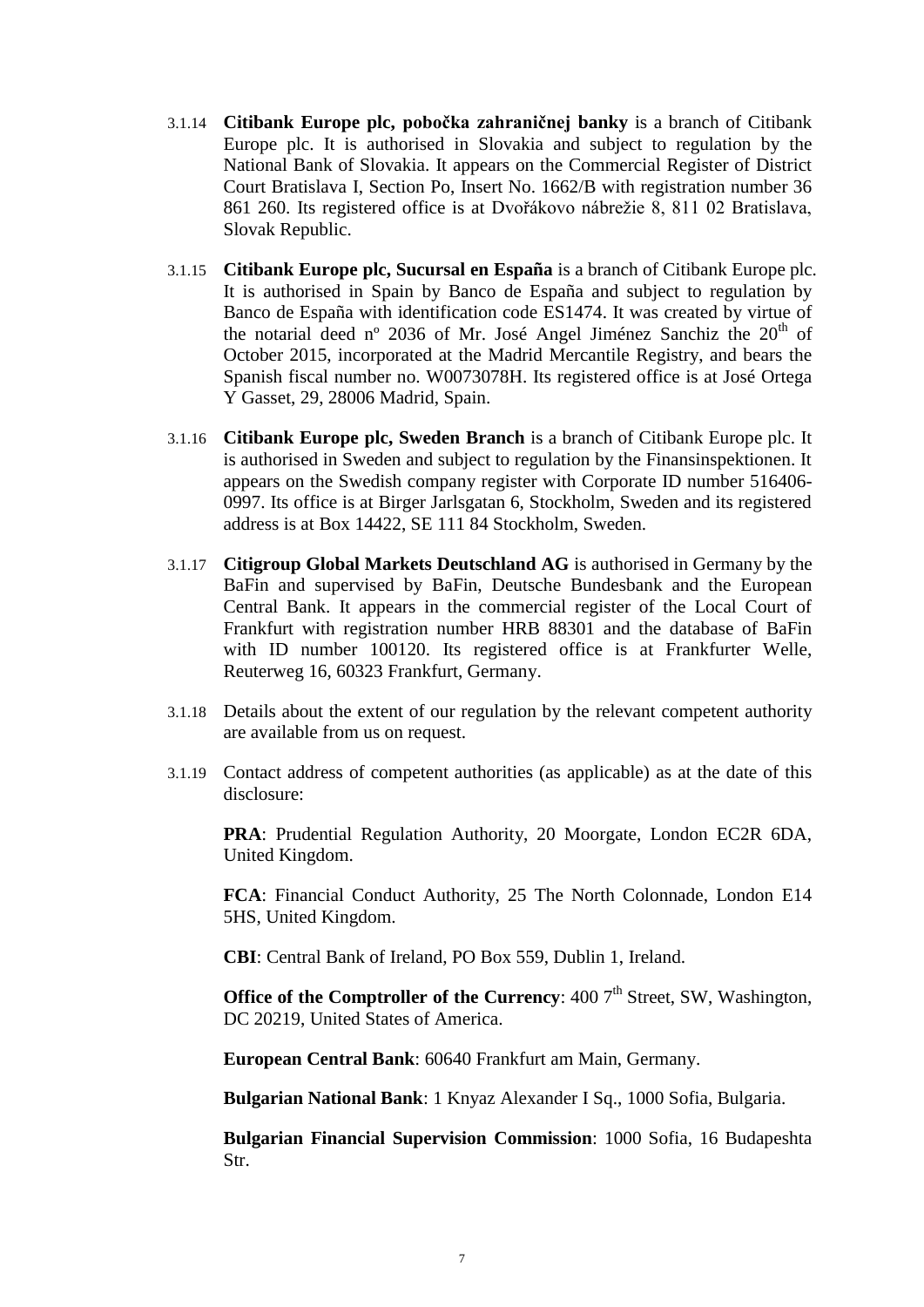3.1.14 **Citibank Europe plc, pobočka zahraničnej banky** is a branch of Citibank Europe plc. It is authorised in Slovakia and subject to regulation by the National Bank of Slovakia. It appears on the Commercial Register of District Court Bratislava I, Section Po, Insert No. 1662/B with registration number 36 861 260. Its registered office is at Dvořákovo nábrežie 8, 811 02 Bratislava, Slovak Republic.

3.1.15 **Citibank Europe plc, Sucursal en España** is a branch of Citibank Europe plc. It is authorised in Spain by Banco de España and subject to regulation by Banco de España with identification code ES1474. It was created by virtue of the notarial deed nº 2036 of Mr. José Angel Jiménez Sanchiz the 20th of October 2015, incorporated at the Madrid Mercantile Registry, and bears the Spanish fiscal number no. W0073078H. Its registered office is at José Ortega Y Gasset, 29, 28006 Madrid, Spain.

3.1.16 **Citibank Europe plc, Sweden Branch** is a branch of Citibank Europe plc. It is authorised in Sweden and subject to regulation by the Finansinspektionen. It appears on the Swedish company register with Corporate ID number 516406-0997. Its office is at Birger Jarlsgatan 6, Stockholm, Sweden and its registered address is at Box 14422, SE 111 84 Stockholm, Sweden.

3.1.17 **Citigroup Global Markets Deutschland AG** is authorised in Germany by the BaFin and supervised by BaFin, Deutsche Bundesbank and the European Central Bank. It appears in the commercial register of the Local Court of Frankfurt with registration number HRB 88301 and the database of BaFin with ID number 100120. Its registered office is at Frankfurter Welle, Reuterweg 16, 60323 Frankfurt, Germany.

3.1.18 Details about the extent of our regulation by the relevant competent authority are available from us on request.

3.1.19 Contact address of competent authorities (as applicable) as at the date of this disclosure:

**PRA**: Prudential Regulation Authority, 20 Moorgate, London EC2R 6DA, United Kingdom.

**FCA**: Financial Conduct Authority, 25 The North Colonnade, London E14 5HS, United Kingdom.

**CBI**: Central Bank of Ireland, PO Box 559, Dublin 1, Ireland.

**Office of the Comptroller of the Currency**: 400 7th Street, SW, Washington, DC 20219, United States of America.

**European Central Bank**: 60640 Frankfurt am Main, Germany.

**Bulgarian National Bank**: 1 Knyaz Alexander I Sq., 1000 Sofia, Bulgaria.

**Bulgarian Financial Supervision Commission**: 1000 Sofia, 16 Budapeshta Str.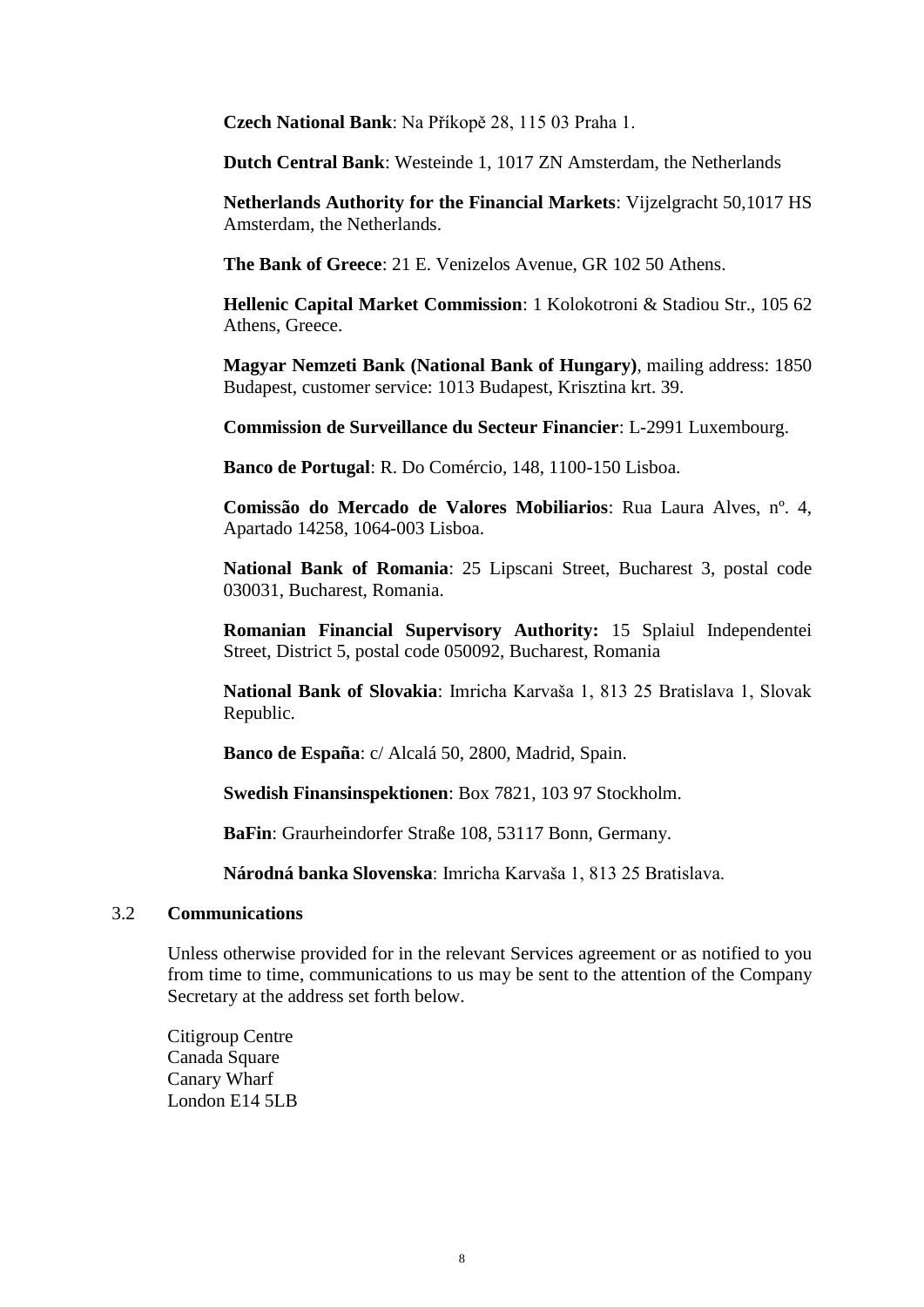**Czech National Bank**: Na Příkopě 28, 115 03 Praha 1.

**Dutch Central Bank**: Westeinde 1, 1017 ZN Amsterdam, the Netherlands

**Netherlands Authority for the Financial Markets**: Vijzelgracht 50,1017 HS Amsterdam, the Netherlands.

**The Bank of Greece**: 21 E. Venizelos Avenue, GR 102 50 Athens.

**Hellenic Capital Market Commission**: 1 Kolokotroni & Stadiou Str., 105 62 Athens, Greece.

**Magyar Nemzeti Bank (National Bank of Hungary)**, mailing address: 1850 Budapest, customer service: 1013 Budapest, Krisztina krt. 39.

**Commission de Surveillance du Secteur Financier**: L-2991 Luxembourg.

**Banco de Portugal**: R. Do Comércio, 148, 1100-150 Lisboa.

**Comissão do Mercado de Valores Mobiliarios**: Rua Laura Alves, nº. 4, Apartado 14258, 1064-003 Lisboa.

**National Bank of Romania**: 25 Lipscani Street, Bucharest 3, postal code 030031, Bucharest, Romania.

**Romanian Financial Supervisory Authority:** 15 Splaiul Independentei Street, District 5, postal code 050092, Bucharest, Romania

**National Bank of Slovakia**: Imricha Karvaša 1, 813 25 Bratislava 1, Slovak Republic.

**Banco de España**: c/ Alcalá 50, 2800, Madrid, Spain.

**Swedish Finansinspektionen**: Box 7821, 103 97 Stockholm.

**BaFin**: Graurheindorfer Straße 108, 53117 Bonn, Germany.

**Národná banka Slovenska**: Imricha Karvaša 1, 813 25 Bratislava.

## 3.2 Communications

Unless otherwise provided for in the relevant Services agreement or as notified to you from time to time, communications to us may be sent to the attention of the Company Secretary at the address set forth below.

Citigroup Centre
Canada Square
Canary Wharf
London E14 5LB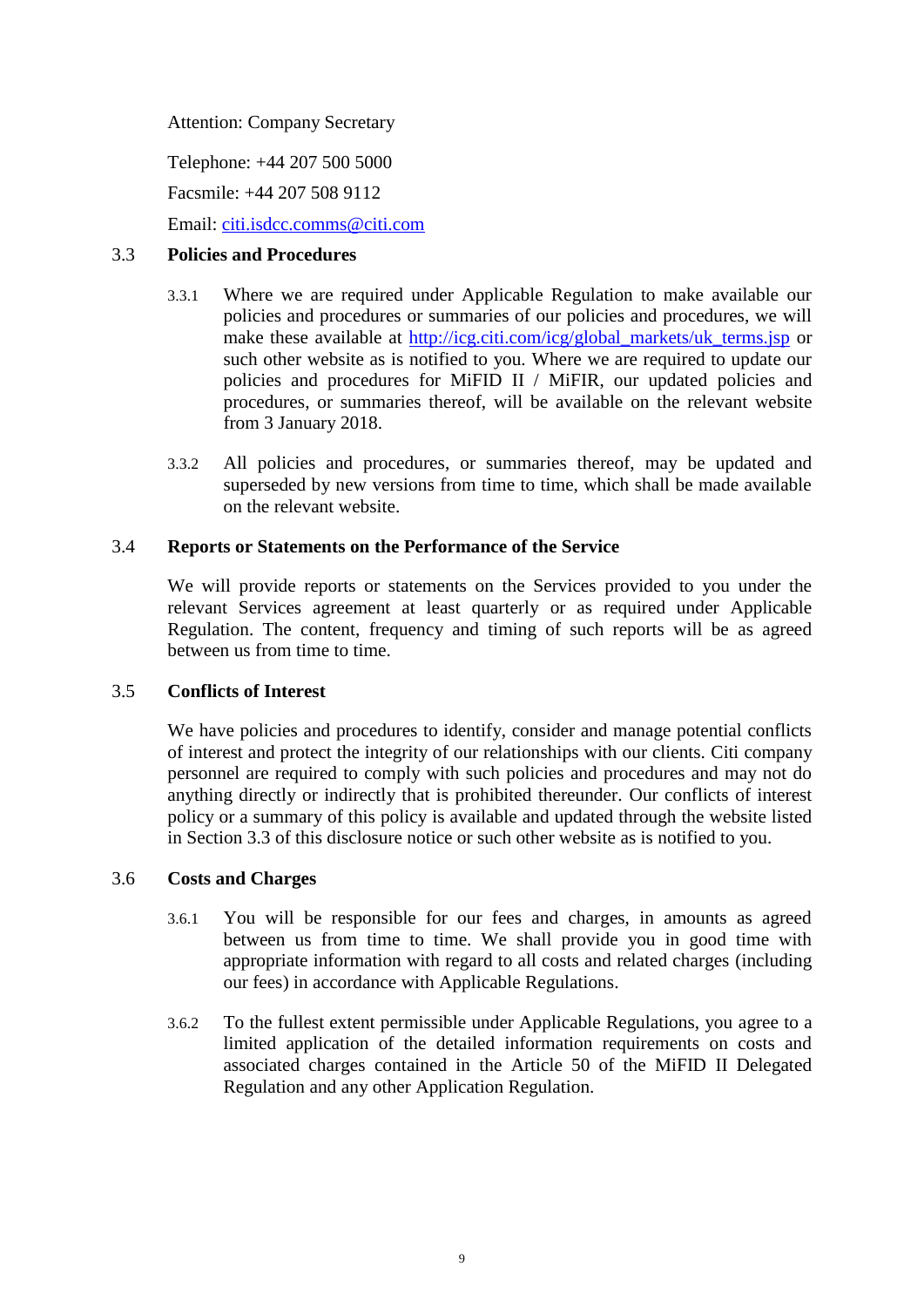Attention: Company Secretary

Telephone: +44 207 500 5000

Facsmile: +44 207 508 9112

Email: citi.isdcc.comms@citi.com

### 3.3 Policies and Procedures

3.3.1 Where we are required under Applicable Regulation to make available our policies and procedures or summaries of our policies and procedures, we will make these available at http://icg.citi.com/icg/global_markets/uk_terms.jsp or such other website as is notified to you. Where we are required to update our policies and procedures for MiFID II / MiFIR, our updated policies and procedures, or summaries thereof, will be available on the relevant website from 3 January 2018.

3.3.2 All policies and procedures, or summaries thereof, may be updated and superseded by new versions from time to time, which shall be made available on the relevant website.

### 3.4 Reports or Statements on the Performance of the Service

We will provide reports or statements on the Services provided to you under the relevant Services agreement at least quarterly or as required under Applicable Regulation. The content, frequency and timing of such reports will be as agreed between us from time to time.

### 3.5 Conflicts of Interest

We have policies and procedures to identify, consider and manage potential conflicts of interest and protect the integrity of our relationships with our clients. Citi company personnel are required to comply with such policies and procedures and may not do anything directly or indirectly that is prohibited thereunder. Our conflicts of interest policy or a summary of this policy is available and updated through the website listed in Section 3.3 of this disclosure notice or such other website as is notified to you.

### 3.6 Costs and Charges

3.6.1 You will be responsible for our fees and charges, in amounts as agreed between us from time to time. We shall provide you in good time with appropriate information with regard to all costs and related charges (including our fees) in accordance with Applicable Regulations.

3.6.2 To the fullest extent permissible under Applicable Regulations, you agree to a limited application of the detailed information requirements on costs and associated charges contained in the Article 50 of the MiFID II Delegated Regulation and any other Application Regulation.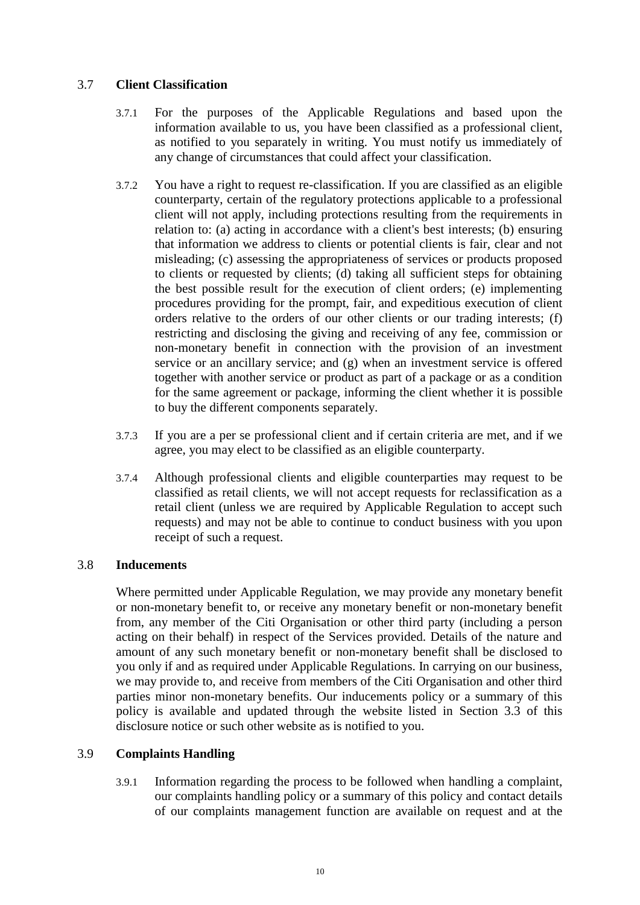### 3.7 **Client Classification**

3.7.1 For the purposes of the Applicable Regulations and based upon the information available to us, you have been classified as a professional client, as notified to you separately in writing. You must notify us immediately of any change of circumstances that could affect your classification.

3.7.2 You have a right to request re-classification. If you are classified as an eligible counterparty, certain of the regulatory protections applicable to a professional client will not apply, including protections resulting from the requirements in relation to: (a) acting in accordance with a client's best interests; (b) ensuring that information we address to clients or potential clients is fair, clear and not misleading; (c) assessing the appropriateness of services or products proposed to clients or requested by clients; (d) taking all sufficient steps for obtaining the best possible result for the execution of client orders; (e) implementing procedures providing for the prompt, fair, and expeditious execution of client orders relative to the orders of our other clients or our trading interests; (f) restricting and disclosing the giving and receiving of any fee, commission or non-monetary benefit in connection with the provision of an investment service or an ancillary service; and (g) when an investment service is offered together with another service or product as part of a package or as a condition for the same agreement or package, informing the client whether it is possible to buy the different components separately.

3.7.3 If you are a per se professional client and if certain criteria are met, and if we agree, you may elect to be classified as an eligible counterparty.

3.7.4 Although professional clients and eligible counterparties may request to be classified as retail clients, we will not accept requests for reclassification as a retail client (unless we are required by Applicable Regulation to accept such requests) and may not be able to continue to conduct business with you upon receipt of such a request.

### 3.8 **Inducements**

Where permitted under Applicable Regulation, we may provide any monetary benefit or non-monetary benefit to, or receive any monetary benefit or non-monetary benefit from, any member of the Citi Organisation or other third party (including a person acting on their behalf) in respect of the Services provided. Details of the nature and amount of any such monetary benefit or non-monetary benefit shall be disclosed to you only if and as required under Applicable Regulations. In carrying on our business, we may provide to, and receive from members of the Citi Organisation and other third parties minor non-monetary benefits. Our inducements policy or a summary of this policy is available and updated through the website listed in Section 3.3 of this disclosure notice or such other website as is notified to you.

### 3.9 **Complaints Handling**

3.9.1 Information regarding the process to be followed when handling a complaint, our complaints handling policy or a summary of this policy and contact details of our complaints management function are available on request and at the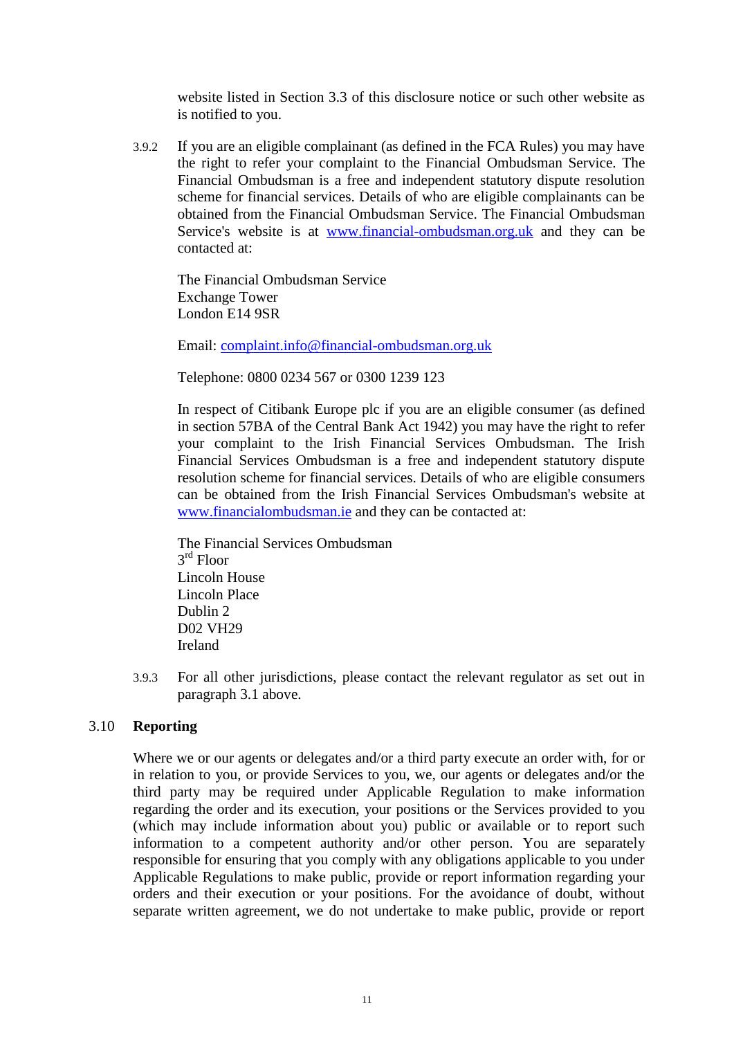website listed in Section 3.3 of this disclosure notice or such other website as is notified to you.

3.9.2 If you are an eligible complainant (as defined in the FCA Rules) you may have the right to refer your complaint to the Financial Ombudsman Service. The Financial Ombudsman is a free and independent statutory dispute resolution scheme for financial services. Details of who are eligible complainants can be obtained from the Financial Ombudsman Service. The Financial Ombudsman Service's website is at www.financial-ombudsman.org.uk and they can be contacted at:

The Financial Ombudsman Service
Exchange Tower
London E14 9SR

Email: complaint.info@financial-ombudsman.org.uk

Telephone: 0800 0234 567 or 0300 1239 123

In respect of Citibank Europe plc if you are an eligible consumer (as defined in section 57BA of the Central Bank Act 1942) you may have the right to refer your complaint to the Irish Financial Services Ombudsman. The Irish Financial Services Ombudsman is a free and independent statutory dispute resolution scheme for financial services. Details of who are eligible consumers can be obtained from the Irish Financial Services Ombudsman's website at www.financialombudsman.ie and they can be contacted at:

The Financial Services Ombudsman
3rd Floor
Lincoln House
Lincoln Place
Dublin 2
D02 VH29
Ireland

3.9.3 For all other jurisdictions, please contact the relevant regulator as set out in paragraph 3.1 above.

## 3.10 Reporting

Where we or our agents or delegates and/or a third party execute an order with, for or in relation to you, or provide Services to you, we, our agents or delegates and/or the third party may be required under Applicable Regulation to make information regarding the order and its execution, your positions or the Services provided to you (which may include information about you) public or available or to report such information to a competent authority and/or other person. You are separately responsible for ensuring that you comply with any obligations applicable to you under Applicable Regulations to make public, provide or report information regarding your orders and their execution or your positions. For the avoidance of doubt, without separate written agreement, we do not undertake to make public, provide or report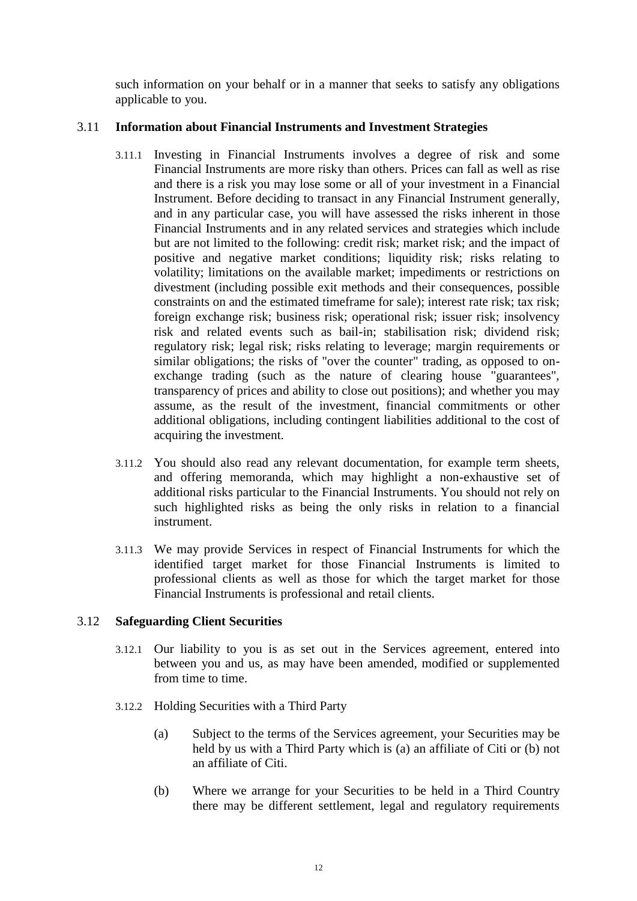such information on your behalf or in a manner that seeks to satisfy any obligations applicable to you.

### 3.11 Information about Financial Instruments and Investment Strategies

3.11.1 Investing in Financial Instruments involves a degree of risk and some Financial Instruments are more risky than others. Prices can fall as well as rise and there is a risk you may lose some or all of your investment in a Financial Instrument. Before deciding to transact in any Financial Instrument generally, and in any particular case, you will have assessed the risks inherent in those Financial Instruments and in any related services and strategies which include but are not limited to the following: credit risk; market risk; and the impact of positive and negative market conditions; liquidity risk; risks relating to volatility; limitations on the available market; impediments or restrictions on divestment (including possible exit methods and their consequences, possible constraints on and the estimated timeframe for sale); interest rate risk; tax risk; foreign exchange risk; business risk; operational risk; issuer risk; insolvency risk and related events such as bail-in; stabilisation risk; dividend risk; regulatory risk; legal risk; risks relating to leverage; margin requirements or similar obligations; the risks of "over the counter" trading, as opposed to on-exchange trading (such as the nature of clearing house "guarantees", transparency of prices and ability to close out positions); and whether you may assume, as the result of the investment, financial commitments or other additional obligations, including contingent liabilities additional to the cost of acquiring the investment.

3.11.2 You should also read any relevant documentation, for example term sheets, and offering memoranda, which may highlight a non-exhaustive set of additional risks particular to the Financial Instruments. You should not rely on such highlighted risks as being the only risks in relation to a financial instrument.

3.11.3 We may provide Services in respect of Financial Instruments for which the identified target market for those Financial Instruments is limited to professional clients as well as those for which the target market for those Financial Instruments is professional and retail clients.

### 3.12 Safeguarding Client Securities

3.12.1 Our liability to you is as set out in the Services agreement, entered into between you and us, as may have been amended, modified or supplemented from time to time.

3.12.2 Holding Securities with a Third Party

(a) Subject to the terms of the Services agreement, your Securities may be held by us with a Third Party which is (a) an affiliate of Citi or (b) not an affiliate of Citi.

(b) Where we arrange for your Securities to be held in a Third Country there may be different settlement, legal and regulatory requirements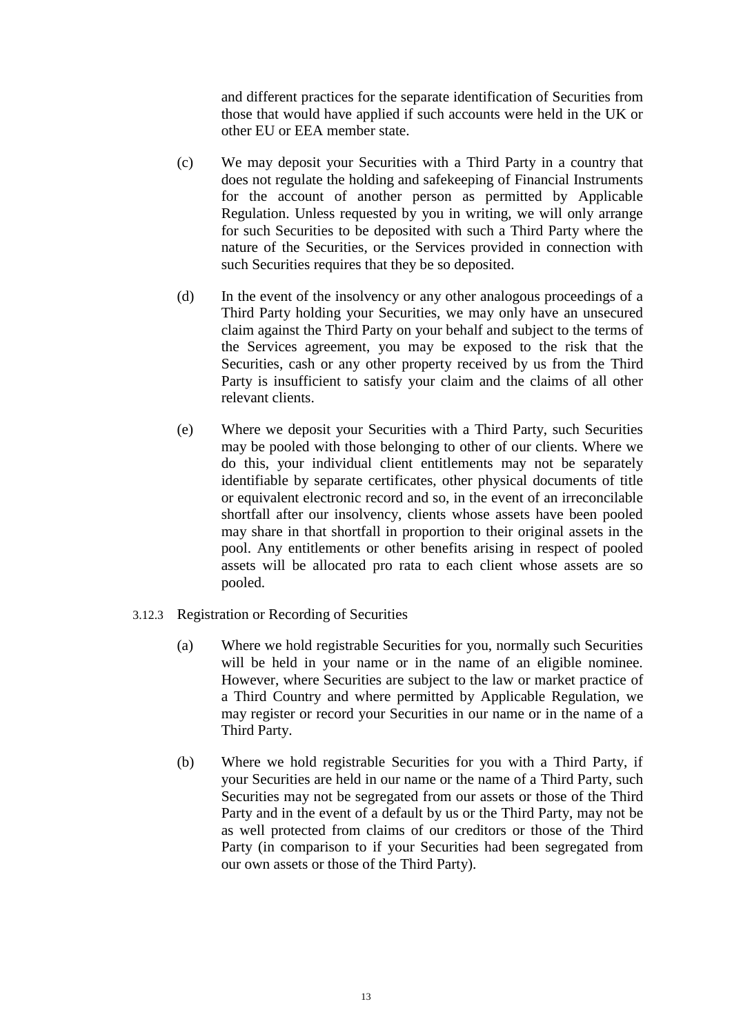and different practices for the separate identification of Securities from those that would have applied if such accounts were held in the UK or other EU or EEA member state.

(c) We may deposit your Securities with a Third Party in a country that does not regulate the holding and safekeeping of Financial Instruments for the account of another person as permitted by Applicable Regulation. Unless requested by you in writing, we will only arrange for such Securities to be deposited with such a Third Party where the nature of the Securities, or the Services provided in connection with such Securities requires that they be so deposited.

(d) In the event of the insolvency or any other analogous proceedings of a Third Party holding your Securities, we may only have an unsecured claim against the Third Party on your behalf and subject to the terms of the Services agreement, you may be exposed to the risk that the Securities, cash or any other property received by us from the Third Party is insufficient to satisfy your claim and the claims of all other relevant clients.

(e) Where we deposit your Securities with a Third Party, such Securities may be pooled with those belonging to other of our clients. Where we do this, your individual client entitlements may not be separately identifiable by separate certificates, other physical documents of title or equivalent electronic record and so, in the event of an irreconcilable shortfall after our insolvency, clients whose assets have been pooled may share in that shortfall in proportion to their original assets in the pool. Any entitlements or other benefits arising in respect of pooled assets will be allocated pro rata to each client whose assets are so pooled.

3.12.3 Registration or Recording of Securities

(a) Where we hold registrable Securities for you, normally such Securities will be held in your name or in the name of an eligible nominee. However, where Securities are subject to the law or market practice of a Third Country and where permitted by Applicable Regulation, we may register or record your Securities in our name or in the name of a Third Party.

(b) Where we hold registrable Securities for you with a Third Party, if your Securities are held in our name or the name of a Third Party, such Securities may not be segregated from our assets or those of the Third Party and in the event of a default by us or the Third Party, may not be as well protected from claims of our creditors or those of the Third Party (in comparison to if your Securities had been segregated from our own assets or those of the Third Party).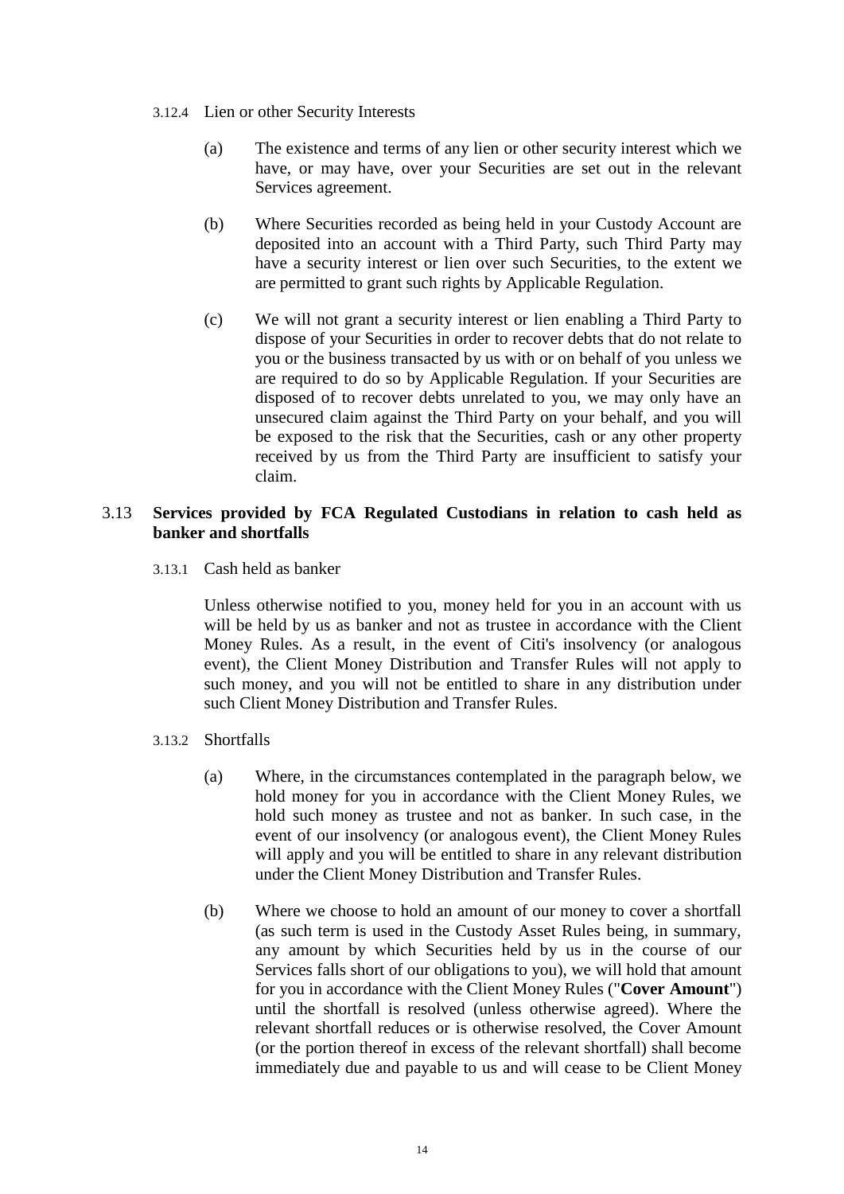3.12.4 Lien or other Security Interests

(a) The existence and terms of any lien or other security interest which we have, or may have, over your Securities are set out in the relevant Services agreement.

(b) Where Securities recorded as being held in your Custody Account are deposited into an account with a Third Party, such Third Party may have a security interest or lien over such Securities, to the extent we are permitted to grant such rights by Applicable Regulation.

(c) We will not grant a security interest or lien enabling a Third Party to dispose of your Securities in order to recover debts that do not relate to you or the business transacted by us with or on behalf of you unless we are required to do so by Applicable Regulation. If your Securities are disposed of to recover debts unrelated to you, we may only have an unsecured claim against the Third Party on your behalf, and you will be exposed to the risk that the Securities, cash or any other property received by us from the Third Party are insufficient to satisfy your claim.

## 3.13 Services provided by FCA Regulated Custodians in relation to cash held as banker and shortfalls

3.13.1 Cash held as banker

Unless otherwise notified to you, money held for you in an account with us will be held by us as banker and not as trustee in accordance with the Client Money Rules. As a result, in the event of Citi's insolvency (or analogous event), the Client Money Distribution and Transfer Rules will not apply to such money, and you will not be entitled to share in any distribution under such Client Money Distribution and Transfer Rules.

3.13.2 Shortfalls

(a) Where, in the circumstances contemplated in the paragraph below, we hold money for you in accordance with the Client Money Rules, we hold such money as trustee and not as banker. In such case, in the event of our insolvency (or analogous event), the Client Money Rules will apply and you will be entitled to share in any relevant distribution under the Client Money Distribution and Transfer Rules.

(b) Where we choose to hold an amount of our money to cover a shortfall (as such term is used in the Custody Asset Rules being, in summary, any amount by which Securities held by us in the course of our Services falls short of our obligations to you), we will hold that amount for you in accordance with the Client Money Rules ("**Cover Amount**") until the shortfall is resolved (unless otherwise agreed). Where the relevant shortfall reduces or is otherwise resolved, the Cover Amount (or the portion thereof in excess of the relevant shortfall) shall become immediately due and payable to us and will cease to be Client Money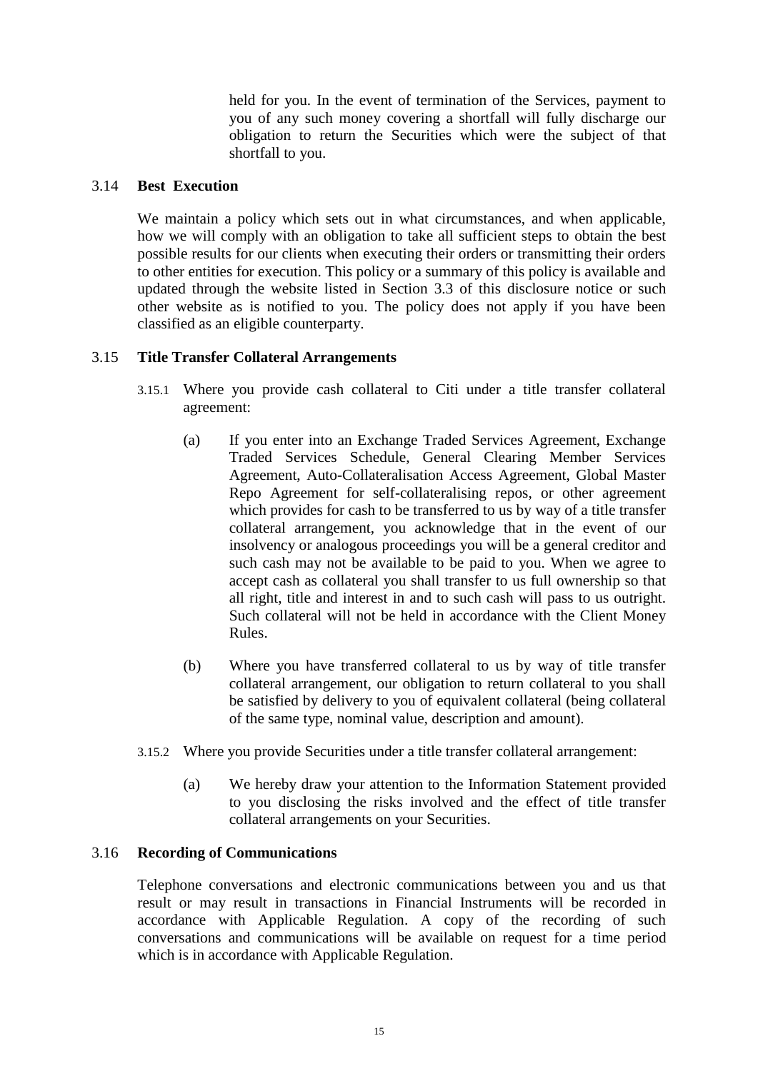held for you. In the event of termination of the Services, payment to you of any such money covering a shortfall will fully discharge our obligation to return the Securities which were the subject of that shortfall to you.

### 3.14 Best Execution

We maintain a policy which sets out in what circumstances, and when applicable, how we will comply with an obligation to take all sufficient steps to obtain the best possible results for our clients when executing their orders or transmitting their orders to other entities for execution. This policy or a summary of this policy is available and updated through the website listed in Section 3.3 of this disclosure notice or such other website as is notified to you. The policy does not apply if you have been classified as an eligible counterparty.

### 3.15 Title Transfer Collateral Arrangements

3.15.1 Where you provide cash collateral to Citi under a title transfer collateral agreement:

(a) If you enter into an Exchange Traded Services Agreement, Exchange Traded Services Schedule, General Clearing Member Services Agreement, Auto-Collateralisation Access Agreement, Global Master Repo Agreement for self-collateralising repos, or other agreement which provides for cash to be transferred to us by way of a title transfer collateral arrangement, you acknowledge that in the event of our insolvency or analogous proceedings you will be a general creditor and such cash may not be available to be paid to you. When we agree to accept cash as collateral you shall transfer to us full ownership so that all right, title and interest in and to such cash will pass to us outright. Such collateral will not be held in accordance with the Client Money Rules.

(b) Where you have transferred collateral to us by way of title transfer collateral arrangement, our obligation to return collateral to you shall be satisfied by delivery to you of equivalent collateral (being collateral of the same type, nominal value, description and amount).

3.15.2 Where you provide Securities under a title transfer collateral arrangement:

(a) We hereby draw your attention to the Information Statement provided to you disclosing the risks involved and the effect of title transfer collateral arrangements on your Securities.

### 3.16 Recording of Communications

Telephone conversations and electronic communications between you and us that result or may result in transactions in Financial Instruments will be recorded in accordance with Applicable Regulation. A copy of the recording of such conversations and communications will be available on request for a time period which is in accordance with Applicable Regulation.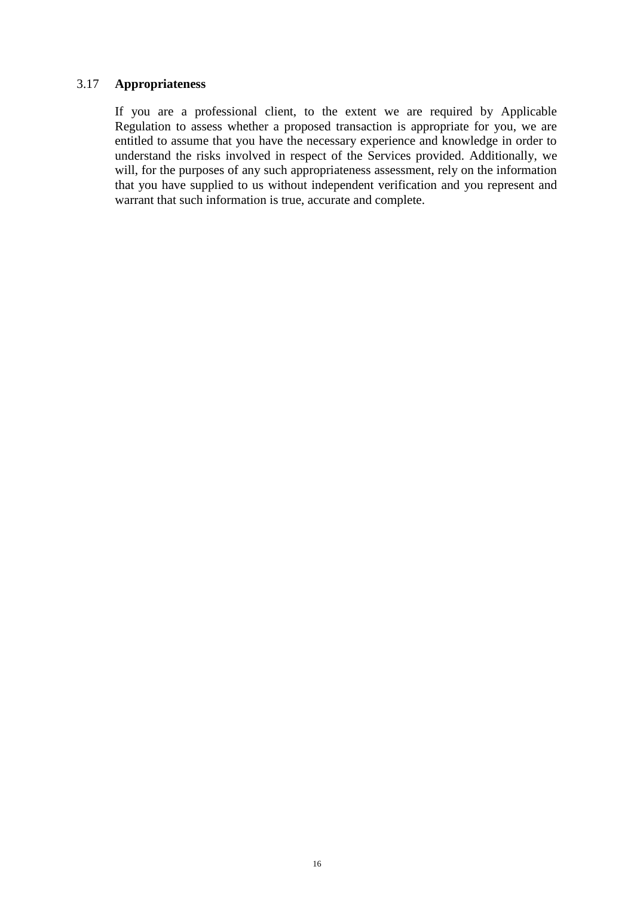### 3.17 **Appropriateness**

If you are a professional client, to the extent we are required by Applicable Regulation to assess whether a proposed transaction is appropriate for you, we are entitled to assume that you have the necessary experience and knowledge in order to understand the risks involved in respect of the Services provided. Additionally, we will, for the purposes of any such appropriateness assessment, rely on the information that you have supplied to us without independent verification and you represent and warrant that such information is true, accurate and complete.